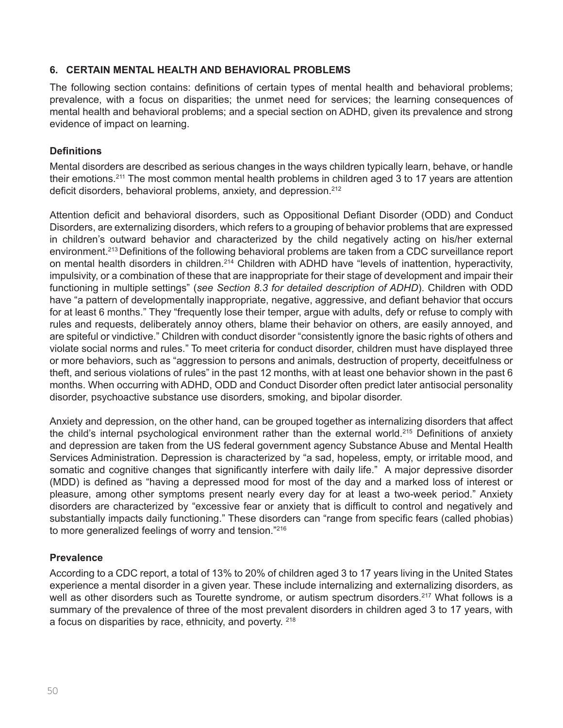## 6. CERTAIN MENTAL HEALTH AND BEHAVIORAL PROBLEMS

The following section contains: definitions of certain types of mental health and behavioral problems; prevalence, with a focus on disparities; the unmet need for services; the learning consequences of mental health and behavioral problems; and a special section on ADHD, given its prevalence and strong evidence of impact on learning.

### Definitions

Mental disorders are described as serious changes in the ways children typically learn, behave, or handle their emotions.[211] The most common mental health problems in children aged 3 to 17 years are attention deficit disorders, behavioral problems, anxiety, and depression.[212]

Attention deficit and behavioral disorders, such as Oppositional Defiant Disorder (ODD) and Conduct Disorders, are externalizing disorders, which refers to a grouping of behavior problems that are expressed in children's outward behavior and characterized by the child negatively acting on his/her external environment.[213] Definitions of the following behavioral problems are taken from a CDC surveillance report on mental health disorders in children.[214] Children with ADHD have "levels of inattention, hyperactivity, impulsivity, or a combination of these that are inappropriate for their stage of development and impair their functioning in multiple settings" (*see Section 8.3 for detailed description of ADHD*). Children with ODD have "a pattern of developmentally inappropriate, negative, aggressive, and defiant behavior that occurs for at least 6 months." They "frequently lose their temper, argue with adults, defy or refuse to comply with rules and requests, deliberately annoy others, blame their behavior on others, are easily annoyed, and are spiteful or vindictive." Children with conduct disorder "consistently ignore the basic rights of others and violate social norms and rules." To meet criteria for conduct disorder, children must have displayed three or more behaviors, such as "aggression to persons and animals, destruction of property, deceitfulness or theft, and serious violations of rules" in the past 12 months, with at least one behavior shown in the past 6 months. When occurring with ADHD, ODD and Conduct Disorder often predict later antisocial personality disorder, psychoactive substance use disorders, smoking, and bipolar disorder.

Anxiety and depression, on the other hand, can be grouped together as internalizing disorders that affect the child's internal psychological environment rather than the external world.[215] Definitions of anxiety and depression are taken from the US federal government agency Substance Abuse and Mental Health Services Administration. Depression is characterized by "a sad, hopeless, empty, or irritable mood, and somatic and cognitive changes that significantly interfere with daily life." A major depressive disorder (MDD) is defined as "having a depressed mood for most of the day and a marked loss of interest or pleasure, among other symptoms present nearly every day for at least a two-week period." Anxiety disorders are characterized by "excessive fear or anxiety that is difficult to control and negatively and substantially impacts daily functioning." These disorders can "range from specific fears (called phobias) to more generalized feelings of worry and tension."[216]

### Prevalence

According to a CDC report, a total of 13% to 20% of children aged 3 to 17 years living in the United States experience a mental disorder in a given year. These include internalizing and externalizing disorders, as well as other disorders such as Tourette syndrome, or autism spectrum disorders.[217] What follows is a summary of the prevalence of three of the most prevalent disorders in children aged 3 to 17 years, with a focus on disparities by race, ethnicity, and poverty. [218]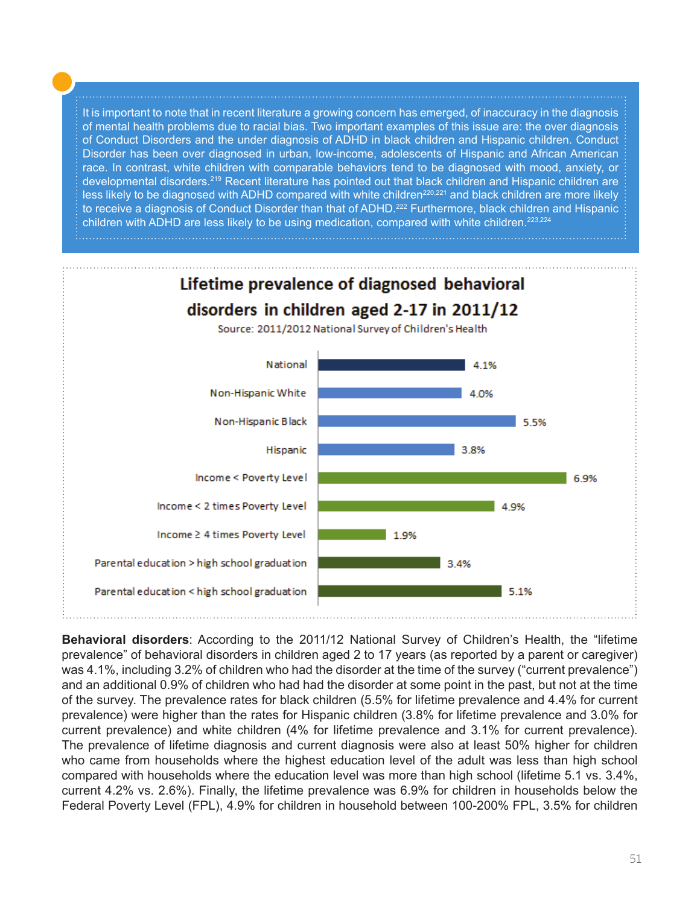It is important to note that in recent literature a growing concern has emerged, of inaccuracy in the diagnosis of mental health problems due to racial bias. Two important examples of this issue are: the over diagnosis of Conduct Disorders and the under diagnosis of ADHD in black children and Hispanic children. Conduct Disorder has been over diagnosed in urban, low-income, adolescents of Hispanic and African American race. In contrast, white children with comparable behaviors tend to be diagnosed with mood, anxiety, or developmental disorders.[219] Recent literature has pointed out that black children and Hispanic children are less likely to be diagnosed with ADHD compared with white children[220,221] and black children are more likely to receive a diagnosis of Conduct Disorder than that of ADHD.[222] Furthermore, black children and Hispanic children with ADHD are less likely to be using medication, compared with white children.[223,224]

**Lifetime prevalence of diagnosed behavioral disorders in children aged 2-17 in 2011/12**

Source: 2011/2012 National Survey of Children's Health

| Group | Prevalence |
|---|---|
| National | 4.1% |
| Non-Hispanic White | 4.0% |
| Non-Hispanic Black | 5.5% |
| Hispanic | 3.8% |
| Income < Poverty Level | 6.9% |
| Income < 2 times Poverty Level | 4.9% |
| Income ≥ 4 times Poverty Level | 1.9% |
| Parental education > high school graduation | 3.4% |
| Parental education < high school graduation | 5.1% |

**Behavioral disorders**: According to the 2011/12 National Survey of Children's Health, the "lifetime prevalence" of behavioral disorders in children aged 2 to 17 years (as reported by a parent or caregiver) was 4.1%, including 3.2% of children who had the disorder at the time of the survey ("current prevalence") and an additional 0.9% of children who had had the disorder at some point in the past, but not at the time of the survey. The prevalence rates for black children (5.5% for lifetime prevalence and 4.4% for current prevalence) were higher than the rates for Hispanic children (3.8% for lifetime prevalence and 3.0% for current prevalence) and white children (4% for lifetime prevalence and 3.1% for current prevalence). The prevalence of lifetime diagnosis and current diagnosis were also at least 50% higher for children who came from households where the highest education level of the adult was less than high school compared with households where the education level was more than high school (lifetime 5.1 vs. 3.4%, current 4.2% vs. 2.6%). Finally, the lifetime prevalence was 6.9% for children in households below the Federal Poverty Level (FPL), 4.9% for children in household between 100-200% FPL, 3.5% for children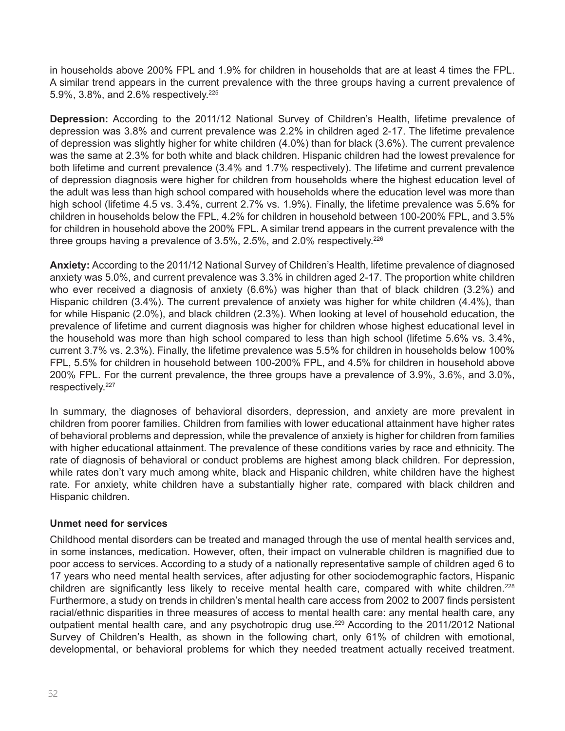in households above 200% FPL and 1.9% for children in households that are at least 4 times the FPL. A similar trend appears in the current prevalence with the three groups having a current prevalence of 5.9%, 3.8%, and 2.6% respectively.[225]

**Depression:** According to the 2011/12 National Survey of Children's Health, lifetime prevalence of depression was 3.8% and current prevalence was 2.2% in children aged 2-17. The lifetime prevalence of depression was slightly higher for white children (4.0%) than for black (3.6%). The current prevalence was the same at 2.3% for both white and black children. Hispanic children had the lowest prevalence for both lifetime and current prevalence (3.4% and 1.7% respectively). The lifetime and current prevalence of depression diagnosis were higher for children from households where the highest education level of the adult was less than high school compared with households where the education level was more than high school (lifetime 4.5 vs. 3.4%, current 2.7% vs. 1.9%). Finally, the lifetime prevalence was 5.6% for children in households below the FPL, 4.2% for children in household between 100-200% FPL, and 3.5% for children in household above the 200% FPL. A similar trend appears in the current prevalence with the three groups having a prevalence of 3.5%, 2.5%, and 2.0% respectively.[226]

**Anxiety:** According to the 2011/12 National Survey of Children's Health, lifetime prevalence of diagnosed anxiety was 5.0%, and current prevalence was 3.3% in children aged 2-17. The proportion white children who ever received a diagnosis of anxiety (6.6%) was higher than that of black children (3.2%) and Hispanic children (3.4%). The current prevalence of anxiety was higher for white children (4.4%), than for while Hispanic (2.0%), and black children (2.3%). When looking at level of household education, the prevalence of lifetime and current diagnosis was higher for children whose highest educational level in the household was more than high school compared to less than high school (lifetime 5.6% vs. 3.4%, current 3.7% vs. 2.3%). Finally, the lifetime prevalence was 5.5% for children in households below 100% FPL, 5.5% for children in household between 100-200% FPL, and 4.5% for children in household above 200% FPL. For the current prevalence, the three groups have a prevalence of 3.9%, 3.6%, and 3.0%, respectively.[227]

In summary, the diagnoses of behavioral disorders, depression, and anxiety are more prevalent in children from poorer families. Children from families with lower educational attainment have higher rates of behavioral problems and depression, while the prevalence of anxiety is higher for children from families with higher educational attainment. The prevalence of these conditions varies by race and ethnicity. The rate of diagnosis of behavioral or conduct problems are highest among black children. For depression, while rates don't vary much among white, black and Hispanic children, white children have the highest rate. For anxiety, white children have a substantially higher rate, compared with black children and Hispanic children.

**Unmet need for services**

Childhood mental disorders can be treated and managed through the use of mental health services and, in some instances, medication. However, often, their impact on vulnerable children is magnified due to poor access to services. According to a study of a nationally representative sample of children aged 6 to 17 years who need mental health services, after adjusting for other sociodemographic factors, Hispanic children are significantly less likely to receive mental health care, compared with white children.[228] Furthermore, a study on trends in children's mental health care access from 2002 to 2007 finds persistent racial/ethnic disparities in three measures of access to mental health care: any mental health care, any outpatient mental health care, and any psychotropic drug use.[229] According to the 2011/2012 National Survey of Children's Health, as shown in the following chart, only 61% of children with emotional, developmental, or behavioral problems for which they needed treatment actually received treatment.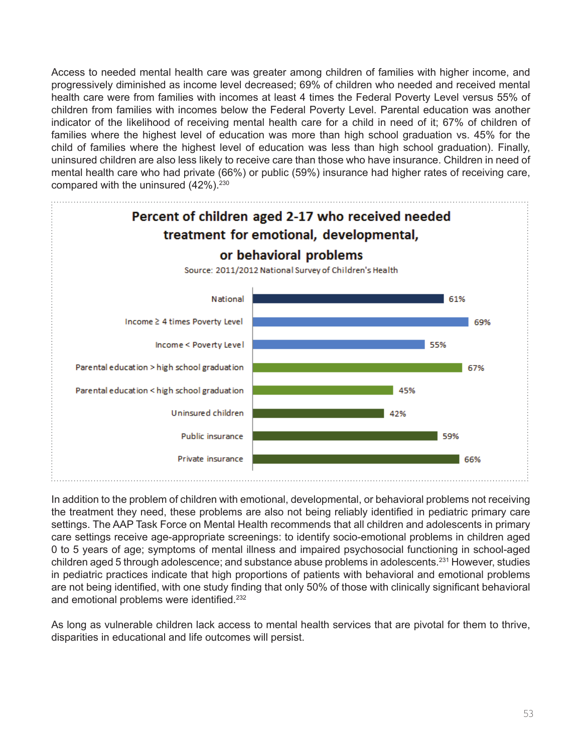Access to needed mental health care was greater among children of families with higher income, and progressively diminished as income level decreased; 69% of children who needed and received mental health care were from families with incomes at least 4 times the Federal Poverty Level versus 55% of children from families with incomes below the Federal Poverty Level. Parental education was another indicator of the likelihood of receiving mental health care for a child in need of it; 67% of children of families where the highest level of education was more than high school graduation vs. 45% for the child of families where the highest level of education was less than high school graduation). Finally, uninsured children are also less likely to receive care than those who have insurance. Children in need of mental health care who had private (66%) or public (59%) insurance had higher rates of receiving care, compared with the uninsured (42%).[230]

**Percent of children aged 2-17 who received needed treatment for emotional, developmental, or behavioral problems**

Source: 2011/2012 National Survey of Children's Health

| Group | Percent |
|---|---|
| National | 61% |
| Income ≥ 4 times Poverty Level | 69% |
| Income < Poverty Level | 55% |
| Parental education > high school graduation | 67% |
| Parental education < high school graduation | 45% |
| Uninsured children | 42% |
| Public insurance | 59% |
| Private insurance | 66% |

In addition to the problem of children with emotional, developmental, or behavioral problems not receiving the treatment they need, these problems are also not being reliably identified in pediatric primary care settings. The AAP Task Force on Mental Health recommends that all children and adolescents in primary care settings receive age-appropriate screenings: to identify socio-emotional problems in children aged 0 to 5 years of age; symptoms of mental illness and impaired psychosocial functioning in school-aged children aged 5 through adolescence; and substance abuse problems in adolescents.[231] However, studies in pediatric practices indicate that high proportions of patients with behavioral and emotional problems are not being identified, with one study finding that only 50% of those with clinically significant behavioral and emotional problems were identified.[232]

As long as vulnerable children lack access to mental health services that are pivotal for them to thrive, disparities in educational and life outcomes will persist.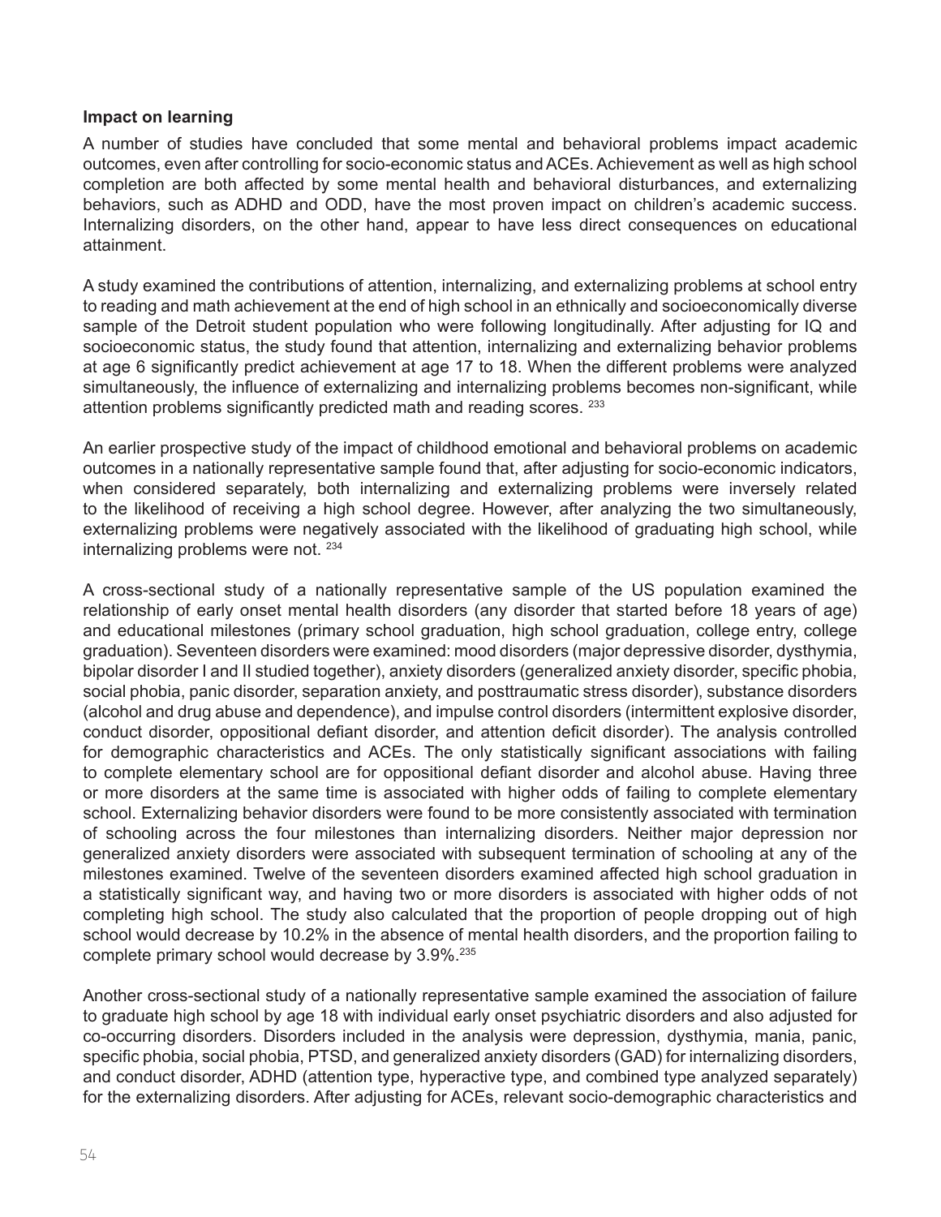**Impact on learning**

A number of studies have concluded that some mental and behavioral problems impact academic outcomes, even after controlling for socio-economic status and ACEs. Achievement as well as high school completion are both affected by some mental health and behavioral disturbances, and externalizing behaviors, such as ADHD and ODD, have the most proven impact on children's academic success. Internalizing disorders, on the other hand, appear to have less direct consequences on educational attainment.

A study examined the contributions of attention, internalizing, and externalizing problems at school entry to reading and math achievement at the end of high school in an ethnically and socioeconomically diverse sample of the Detroit student population who were following longitudinally. After adjusting for IQ and socioeconomic status, the study found that attention, internalizing and externalizing behavior problems at age 6 significantly predict achievement at age 17 to 18. When the different problems were analyzed simultaneously, the influence of externalizing and internalizing problems becomes non-significant, while attention problems significantly predicted math and reading scores. [233]

An earlier prospective study of the impact of childhood emotional and behavioral problems on academic outcomes in a nationally representative sample found that, after adjusting for socio-economic indicators, when considered separately, both internalizing and externalizing problems were inversely related to the likelihood of receiving a high school degree. However, after analyzing the two simultaneously, externalizing problems were negatively associated with the likelihood of graduating high school, while internalizing problems were not. [234]

A cross-sectional study of a nationally representative sample of the US population examined the relationship of early onset mental health disorders (any disorder that started before 18 years of age) and educational milestones (primary school graduation, high school graduation, college entry, college graduation). Seventeen disorders were examined: mood disorders (major depressive disorder, dysthymia, bipolar disorder I and II studied together), anxiety disorders (generalized anxiety disorder, specific phobia, social phobia, panic disorder, separation anxiety, and posttraumatic stress disorder), substance disorders (alcohol and drug abuse and dependence), and impulse control disorders (intermittent explosive disorder, conduct disorder, oppositional defiant disorder, and attention deficit disorder). The analysis controlled for demographic characteristics and ACEs. The only statistically significant associations with failing to complete elementary school are for oppositional defiant disorder and alcohol abuse. Having three or more disorders at the same time is associated with higher odds of failing to complete elementary school. Externalizing behavior disorders were found to be more consistently associated with termination of schooling across the four milestones than internalizing disorders. Neither major depression nor generalized anxiety disorders were associated with subsequent termination of schooling at any of the milestones examined. Twelve of the seventeen disorders examined affected high school graduation in a statistically significant way, and having two or more disorders is associated with higher odds of not completing high school. The study also calculated that the proportion of people dropping out of high school would decrease by 10.2% in the absence of mental health disorders, and the proportion failing to complete primary school would decrease by 3.9%.[235]

Another cross-sectional study of a nationally representative sample examined the association of failure to graduate high school by age 18 with individual early onset psychiatric disorders and also adjusted for co-occurring disorders. Disorders included in the analysis were depression, dysthymia, mania, panic, specific phobia, social phobia, PTSD, and generalized anxiety disorders (GAD) for internalizing disorders, and conduct disorder, ADHD (attention type, hyperactive type, and combined type analyzed separately) for the externalizing disorders. After adjusting for ACEs, relevant socio-demographic characteristics and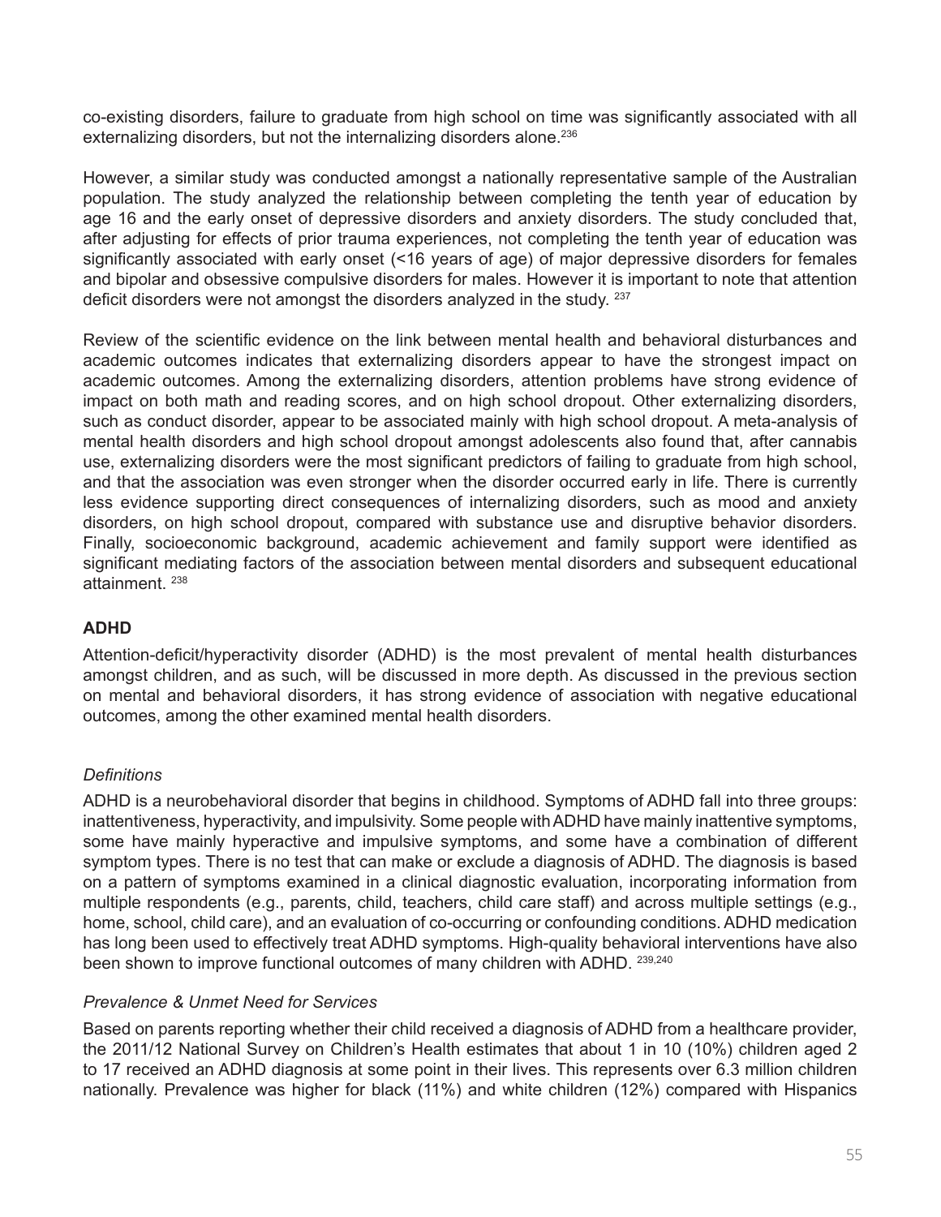co-existing disorders, failure to graduate from high school on time was significantly associated with all externalizing disorders, but not the internalizing disorders alone.[236]

However, a similar study was conducted amongst a nationally representative sample of the Australian population. The study analyzed the relationship between completing the tenth year of education by age 16 and the early onset of depressive disorders and anxiety disorders. The study concluded that, after adjusting for effects of prior trauma experiences, not completing the tenth year of education was significantly associated with early onset (<16 years of age) of major depressive disorders for females and bipolar and obsessive compulsive disorders for males. However it is important to note that attention deficit disorders were not amongst the disorders analyzed in the study. [237]

Review of the scientific evidence on the link between mental health and behavioral disturbances and academic outcomes indicates that externalizing disorders appear to have the strongest impact on academic outcomes. Among the externalizing disorders, attention problems have strong evidence of impact on both math and reading scores, and on high school dropout. Other externalizing disorders, such as conduct disorder, appear to be associated mainly with high school dropout. A meta-analysis of mental health disorders and high school dropout amongst adolescents also found that, after cannabis use, externalizing disorders were the most significant predictors of failing to graduate from high school, and that the association was even stronger when the disorder occurred early in life. There is currently less evidence supporting direct consequences of internalizing disorders, such as mood and anxiety disorders, on high school dropout, compared with substance use and disruptive behavior disorders. Finally, socioeconomic background, academic achievement and family support were identified as significant mediating factors of the association between mental disorders and subsequent educational attainment. [238]

## ADHD

Attention-deficit/hyperactivity disorder (ADHD) is the most prevalent of mental health disturbances amongst children, and as such, will be discussed in more depth. As discussed in the previous section on mental and behavioral disorders, it has strong evidence of association with negative educational outcomes, among the other examined mental health disorders.

### *Definitions*

ADHD is a neurobehavioral disorder that begins in childhood. Symptoms of ADHD fall into three groups: inattentiveness, hyperactivity, and impulsivity. Some people with ADHD have mainly inattentive symptoms, some have mainly hyperactive and impulsive symptoms, and some have a combination of different symptom types. There is no test that can make or exclude a diagnosis of ADHD. The diagnosis is based on a pattern of symptoms examined in a clinical diagnostic evaluation, incorporating information from multiple respondents (e.g., parents, child, teachers, child care staff) and across multiple settings (e.g., home, school, child care), and an evaluation of co-occurring or confounding conditions. ADHD medication has long been used to effectively treat ADHD symptoms. High-quality behavioral interventions have also been shown to improve functional outcomes of many children with ADHD. [239,240]

### *Prevalence & Unmet Need for Services*

Based on parents reporting whether their child received a diagnosis of ADHD from a healthcare provider, the 2011/12 National Survey on Children's Health estimates that about 1 in 10 (10%) children aged 2 to 17 received an ADHD diagnosis at some point in their lives. This represents over 6.3 million children nationally. Prevalence was higher for black (11%) and white children (12%) compared with Hispanics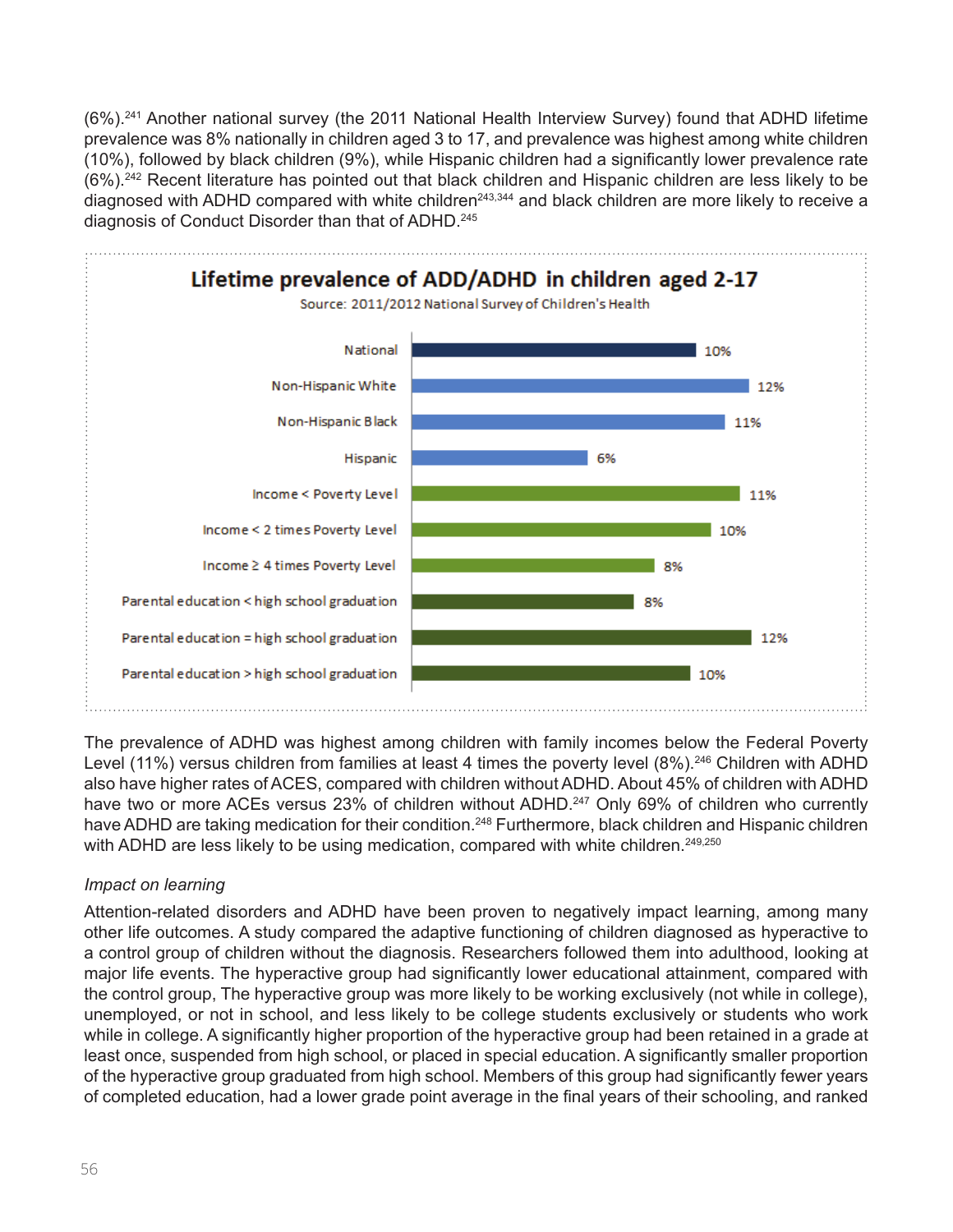(6%).[241] Another national survey (the 2011 National Health Interview Survey) found that ADHD lifetime prevalence was 8% nationally in children aged 3 to 17, and prevalence was highest among white children (10%), followed by black children (9%), while Hispanic children had a significantly lower prevalence rate (6%).[242] Recent literature has pointed out that black children and Hispanic children are less likely to be diagnosed with ADHD compared with white children[243,344] and black children are more likely to receive a diagnosis of Conduct Disorder than that of ADHD.[245]

**Lifetime prevalence of ADD/ADHD in children aged 2-17**

Source: 2011/2012 National Survey of Children's Health

| Group | Prevalence |
|---|---|
| National | 10% |
| Non-Hispanic White | 12% |
| Non-Hispanic Black | 11% |
| Hispanic | 6% |
| Income < Poverty Level | 11% |
| Income < 2 times Poverty Level | 10% |
| Income ≥ 4 times Poverty Level | 8% |
| Parental education < high school graduation | 8% |
| Parental education = high school graduation | 12% |
| Parental education > high school graduation | 10% |

The prevalence of ADHD was highest among children with family incomes below the Federal Poverty Level (11%) versus children from families at least 4 times the poverty level (8%).[246] Children with ADHD also have higher rates of ACES, compared with children without ADHD. About 45% of children with ADHD have two or more ACEs versus 23% of children without ADHD.[247] Only 69% of children who currently have ADHD are taking medication for their condition.[248] Furthermore, black children and Hispanic children with ADHD are less likely to be using medication, compared with white children.[249,250]

*Impact on learning*

Attention-related disorders and ADHD have been proven to negatively impact learning, among many other life outcomes. A study compared the adaptive functioning of children diagnosed as hyperactive to a control group of children without the diagnosis. Researchers followed them into adulthood, looking at major life events. The hyperactive group had significantly lower educational attainment, compared with the control group, The hyperactive group was more likely to be working exclusively (not while in college), unemployed, or not in school, and less likely to be college students exclusively or students who work while in college. A significantly higher proportion of the hyperactive group had been retained in a grade at least once, suspended from high school, or placed in special education. A significantly smaller proportion of the hyperactive group graduated from high school. Members of this group had significantly fewer years of completed education, had a lower grade point average in the final years of their schooling, and ranked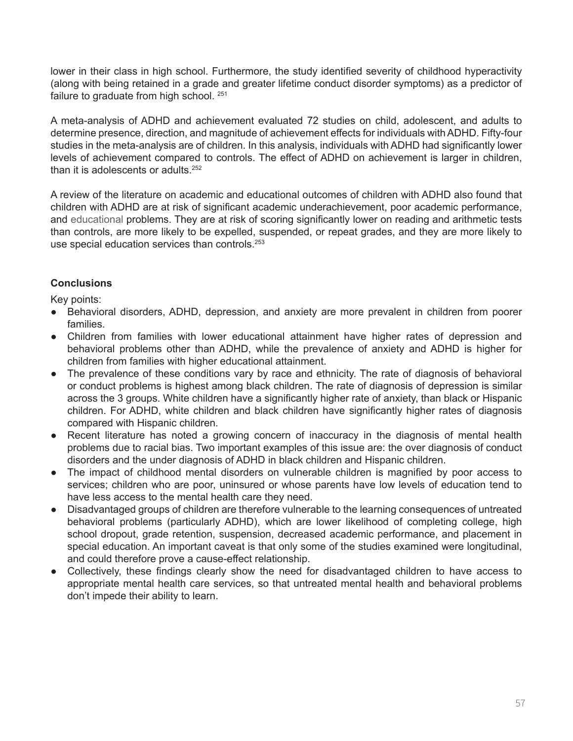lower in their class in high school. Furthermore, the study identified severity of childhood hyperactivity (along with being retained in a grade and greater lifetime conduct disorder symptoms) as a predictor of failure to graduate from high school. [251]

A meta-analysis of ADHD and achievement evaluated 72 studies on child, adolescent, and adults to determine presence, direction, and magnitude of achievement effects for individuals with ADHD. Fifty-four studies in the meta-analysis are of children. In this analysis, individuals with ADHD had significantly lower levels of achievement compared to controls. The effect of ADHD on achievement is larger in children, than it is adolescents or adults.[252]

A review of the literature on academic and educational outcomes of children with ADHD also found that children with ADHD are at risk of significant academic underachievement, poor academic performance, and educational problems. They are at risk of scoring significantly lower on reading and arithmetic tests than controls, are more likely to be expelled, suspended, or repeat grades, and they are more likely to use special education services than controls.[253]

**Conclusions**

Key points:

- Behavioral disorders, ADHD, depression, and anxiety are more prevalent in children from poorer families.
- Children from families with lower educational attainment have higher rates of depression and behavioral problems other than ADHD, while the prevalence of anxiety and ADHD is higher for children from families with higher educational attainment.
- The prevalence of these conditions vary by race and ethnicity. The rate of diagnosis of behavioral or conduct problems is highest among black children. The rate of diagnosis of depression is similar across the 3 groups. White children have a significantly higher rate of anxiety, than black or Hispanic children. For ADHD, white children and black children have significantly higher rates of diagnosis compared with Hispanic children.
- Recent literature has noted a growing concern of inaccuracy in the diagnosis of mental health problems due to racial bias. Two important examples of this issue are: the over diagnosis of conduct disorders and the under diagnosis of ADHD in black children and Hispanic children.
- The impact of childhood mental disorders on vulnerable children is magnified by poor access to services; children who are poor, uninsured or whose parents have low levels of education tend to have less access to the mental health care they need.
- Disadvantaged groups of children are therefore vulnerable to the learning consequences of untreated behavioral problems (particularly ADHD), which are lower likelihood of completing college, high school dropout, grade retention, suspension, decreased academic performance, and placement in special education. An important caveat is that only some of the studies examined were longitudinal, and could therefore prove a cause-effect relationship.
- Collectively, these findings clearly show the need for disadvantaged children to have access to appropriate mental health care services, so that untreated mental health and behavioral problems don't impede their ability to learn.